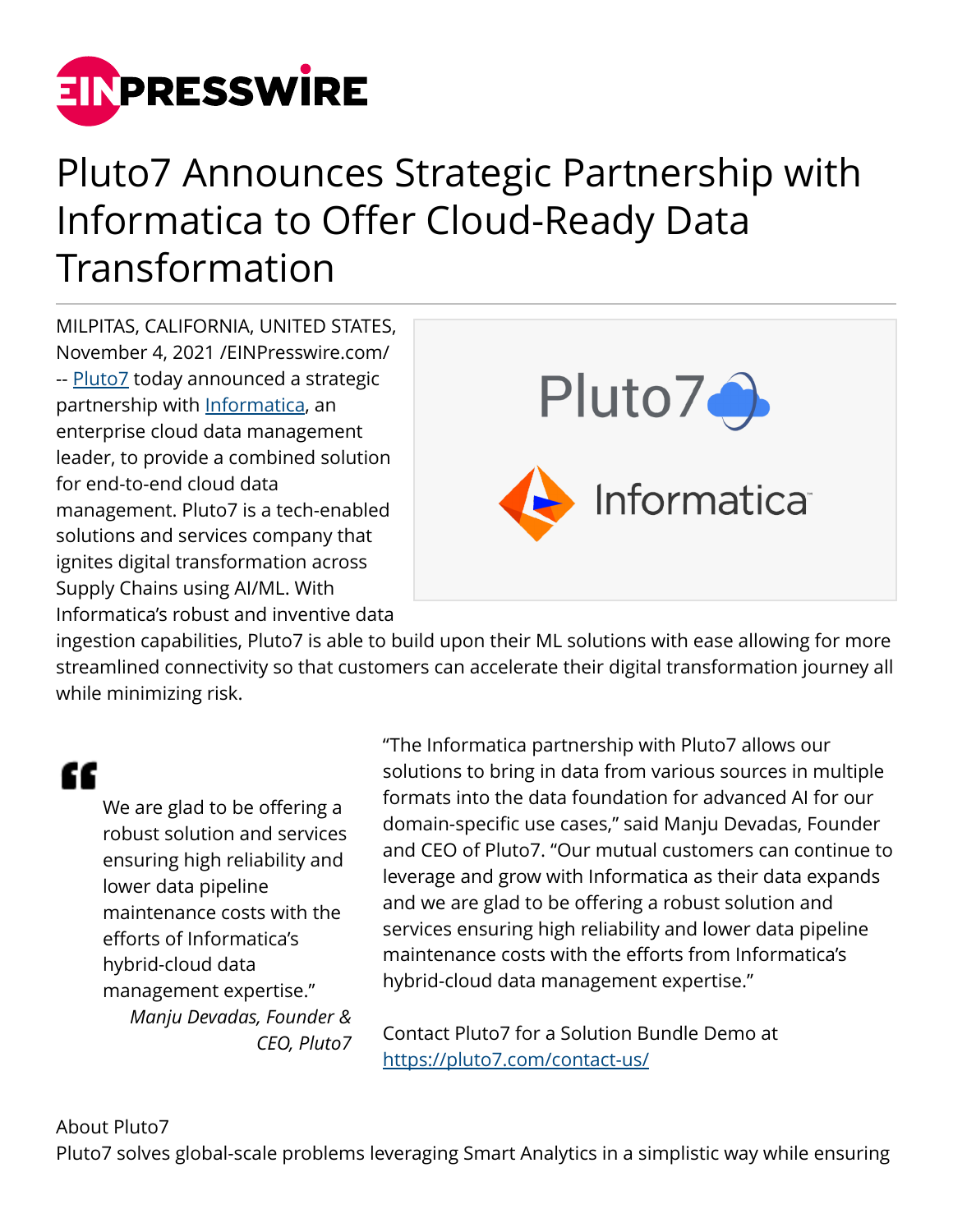# Pluto7 Announces Strategic Partnership with Informatica to Offer Cloud-Ready Data Transformation

MILPITAS, CALIFORNIA, UNITED STATES, November 4, 2021 /EINPresswire.com/ -- Pluto7 today announced a strategic partnership with Informatica, an enterprise cloud data management leader, to provide a combined solution for end-to-end cloud data management. Pluto7 is a tech-enabled solutions and services company that ignites digital transformation across Supply Chains using AI/ML. With Informatica's robust and inventive data ingestion capabilities, Pluto7 is able to build upon their ML solutions with ease allowing for more streamlined connectivity so that customers can accelerate their digital transformation journey all while minimizing risk.

> We are glad to be offering a robust solution and services ensuring high reliability and lower data pipeline maintenance costs with the efforts of Informatica's hybrid-cloud data management expertise."
>
> *Manju Devadas, Founder & CEO, Pluto7*

"The Informatica partnership with Pluto7 allows our solutions to bring in data from various sources in multiple formats into the data foundation for advanced AI for our domain-specific use cases," said Manju Devadas, Founder and CEO of Pluto7. "Our mutual customers can continue to leverage and grow with Informatica as their data expands and we are glad to be offering a robust solution and services ensuring high reliability and lower data pipeline maintenance costs with the efforts from Informatica's hybrid-cloud data management expertise."

Contact Pluto7 for a Solution Bundle Demo at https://pluto7.com/contact-us/

About Pluto7

Pluto7 solves global-scale problems leveraging Smart Analytics in a simplistic way while ensuring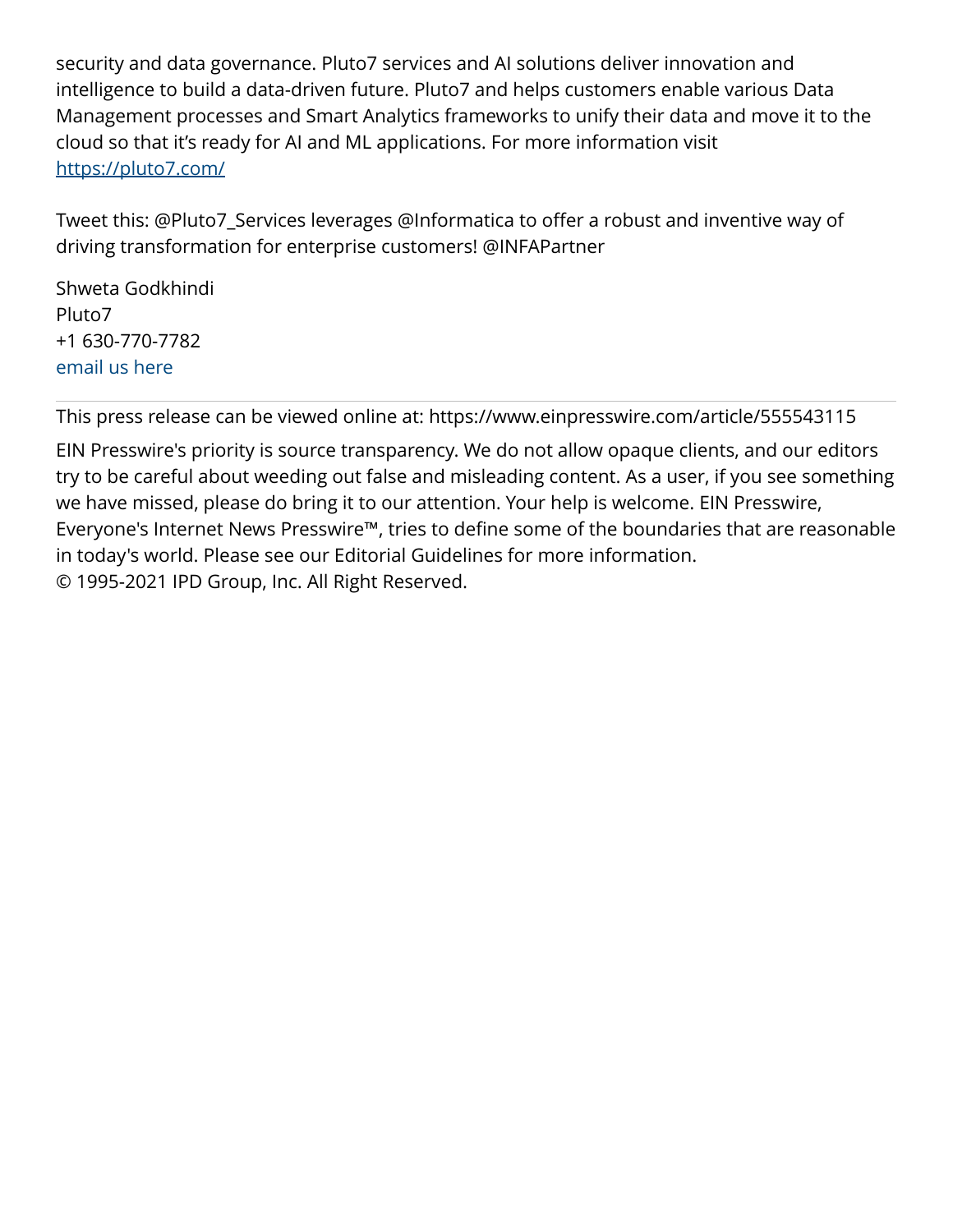security and data governance. Pluto7 services and AI solutions deliver innovation and intelligence to build a data-driven future. Pluto7 and helps customers enable various Data Management processes and Smart Analytics frameworks to unify their data and move it to the cloud so that it's ready for AI and ML applications. For more information visit https://pluto7.com/

Tweet this: @Pluto7_Services leverages @Informatica to offer a robust and inventive way of driving transformation for enterprise customers! @INFAPartner

Shweta Godkhindi
Pluto7
+1 630-770-7782
email us here

---

This press release can be viewed online at: https://www.einpresswire.com/article/555543115

EIN Presswire's priority is source transparency. We do not allow opaque clients, and our editors try to be careful about weeding out false and misleading content. As a user, if you see something we have missed, please do bring it to our attention. Your help is welcome. EIN Presswire, Everyone's Internet News Presswire™, tries to define some of the boundaries that are reasonable in today's world. Please see our Editorial Guidelines for more information.
© 1995-2021 IPD Group, Inc. All Right Reserved.